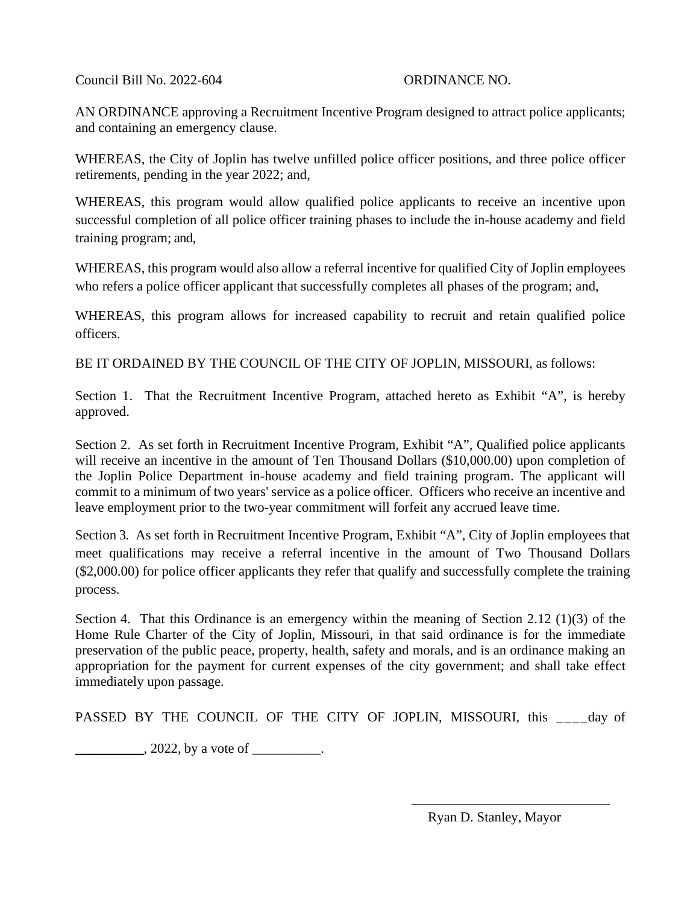Council Bill No. 2022-604 ORDINANCE NO.

AN ORDINANCE approving a Recruitment Incentive Program designed to attract police applicants; and containing an emergency clause.

WHEREAS, the City of Joplin has twelve unfilled police officer positions, and three police officer retirements, pending in the year 2022; and,

WHEREAS, this program would allow qualified police applicants to receive an incentive upon successful completion of all police officer training phases to include the in-house academy and field training program; and,

WHEREAS, this program would also allow a referral incentive for qualified City of Joplin employees who refers a police officer applicant that successfully completes all phases of the program; and,

WHEREAS, this program allows for increased capability to recruit and retain qualified police officers.

BE IT ORDAINED BY THE COUNCIL OF THE CITY OF JOPLIN, MISSOURI, as follows:

Section 1. That the Recruitment Incentive Program, attached hereto as Exhibit "A", is hereby approved.

Section 2. As set forth in Recruitment Incentive Program, Exhibit "A", Qualified police applicants will receive an incentive in the amount of Ten Thousand Dollars ($10,000.00) upon completion of the Joplin Police Department in-house academy and field training program. The applicant will commit to a minimum of two years' service as a police officer. Officers who receive an incentive and leave employment prior to the two-year commitment will forfeit any accrued leave time.

Section 3. As set forth in Recruitment Incentive Program, Exhibit "A", City of Joplin employees that meet qualifications may receive a referral incentive in the amount of Two Thousand Dollars ($2,000.00) for police officer applicants they refer that qualify and successfully complete the training process.

Section 4. That this Ordinance is an emergency within the meaning of Section 2.12 (1)(3) of the Home Rule Charter of the City of Joplin, Missouri, in that said ordinance is for the immediate preservation of the public peace, property, health, safety and morals, and is an ordinance making an appropriation for the payment for current expenses of the city government; and shall take effect immediately upon passage.

PASSED BY THE COUNCIL OF THE CITY OF JOPLIN, MISSOURI, this ____day of __________, 2022, by a vote of __________.

Ryan D. Stanley, Mayor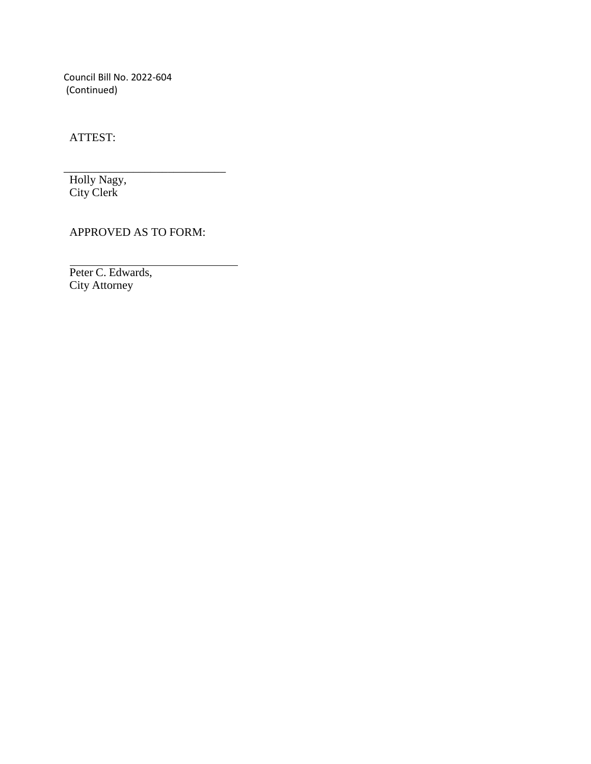Council Bill No. 2022-604
(Continued)

ATTEST:

\_\_\_\_\_\_\_\_\_\_\_\_\_\_\_\_\_\_\_\_\_\_\_\_\_\_\_\_\_\_

Holly Nagy,
City Clerk

APPROVED AS TO FORM:

\_\_\_\_\_\_\_\_\_\_\_\_\_\_\_\_\_\_\_\_\_\_\_\_\_\_\_\_\_\_

Peter C. Edwards,
City Attorney